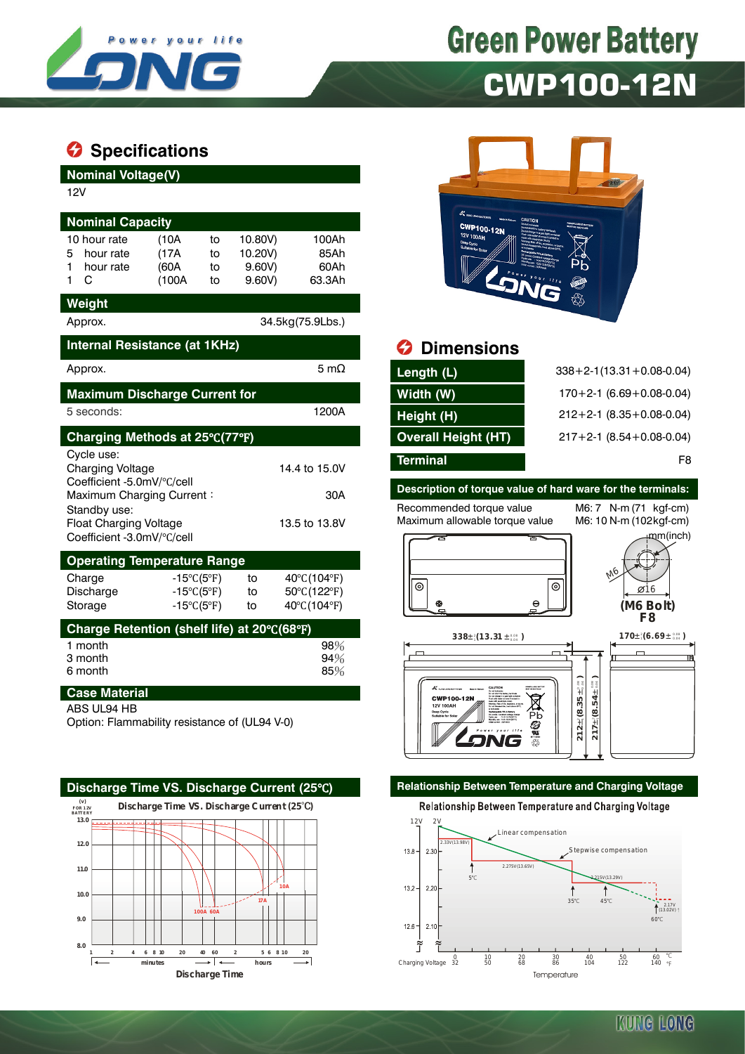# Green Power Battery

## CWP100-12N

Power your life

## Specifications

### Nominal Voltage(V)

12V

### Nominal Capacity

| | | | | |
|---|---|---|---|---|
| 10 hour rate | (10A | to | 10.80V) | 100Ah |
| 5 hour rate | (17A | to | 10.20V) | 85Ah |
| 1 hour rate | (60A | to | 9.60V) | 60Ah |
| 1 C | (100A | to | 9.60V) | 63.3Ah |

### Weight

Approx. 34.5kg(75.9Lbs.)

### Internal Resistance (at 1KHz)

Approx. 5 mΩ

### Maximum Discharge Current for

5 seconds: 1200A

### Charging Methods at 25℃(77℉)

Cycle use:
Charging Voltage 14.4 to 15.0V
Coefficient -5.0mV/℃/cell
Maximum Charging Current： 30A
Standby use:
Float Charging Voltage 13.5 to 13.8V
Coefficient -3.0mV/℃/cell

### Operating Temperature Range

| | | | |
|---|---|---|---|
| Charge | -15℃(5℉) | to | 40℃(104℉) |
| Discharge | -15℃(5℉) | to | 50℃(122℉) |
| Storage | -15℃(5℉) | to | 40℃(104℉) |

### Charge Retention (shelf life) at 20℃(68℉)

| | |
|---|---|
| 1 month | 98% |
| 3 month | 94% |
| 6 month | 85% |

### Case Material

ABS UL94 HB
Option: Flammability resistance of (UL94 V-0)

## Dimensions

| | |
|---|---|
| Length (L) | 338+2-1(13.31+0.08-0.04) |
| Width (W) | 170+2-1 (6.69+0.08-0.04) |
| Height (H) | 212+2-1 (8.35+0.08-0.04) |
| Overall Height (HT) | 217+2-1 (8.54+0.08-0.04) |
| Terminal | F8 |

### Description of torque value of hard ware for the terminals:

| | |
|---|---|
| Recommended torque value | M6: 7 N-m (71 kgf-cm) |
| Maximum allowable torque value | M6: 10 N-m (102kgf-cm) |

mm(inch)
M6
Ø16
(M6 Bolt)
F8

338±(13.31±)
170±(6.69±)
212±(8.35±)
217±(8.54±)

CWP100-12N
12V 100AH
Deep Cycle
Suitable for Solar
CAUTION
Pb
Power your life

### Discharge Time VS. Discharge Current (25℃)

Discharge Time VS. Discharge Current (25℃)
(v) FOR 12V BATTERY
13.0
12.0
11.0
10.0
9.0
8.0
10A
17A
100A 60A
1 2 4 6 8 10 20 40 60 2 5 6 8 10 20
minutes hours
Discharge Time

### Relationship Between Temperature and Charging Voltage

Relationship Between Temperature and Charging Voltage
12V 2V
13.8 2.30
13.2 2.20
12.6 2.10
2.33V(13.98V)
Linear compensation
Stepwise compensation
2.275V(13.65V)
2.215V(13.29V)
2.17V (13.02V)
5℃
35℃
45℃
60℃
Charging Voltage
0 10 20 30 40 50 60 ℃
32 50 68 86 104 122 140 ℉
Temperature

KUNG LONG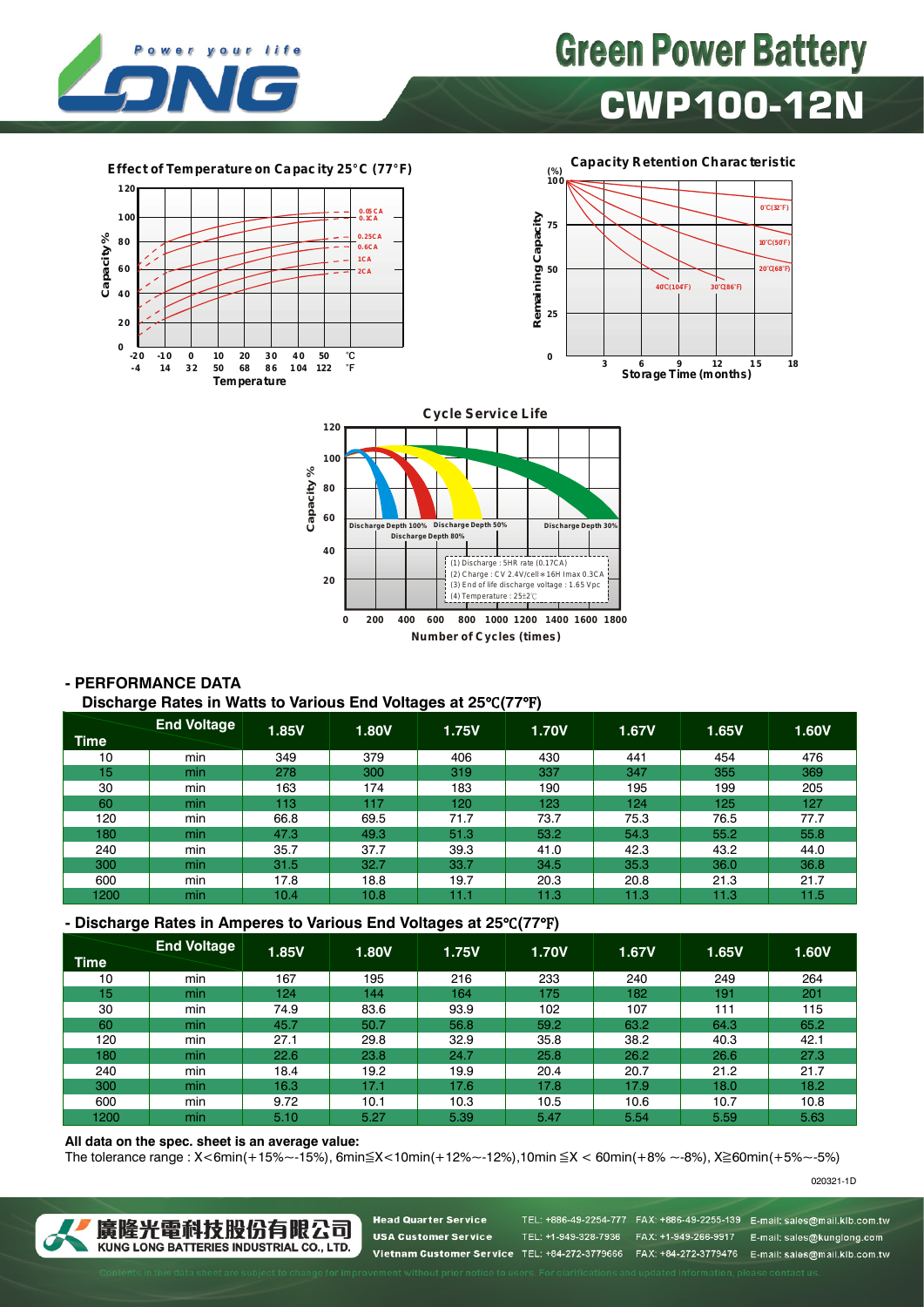# Green Power Battery

# CWP100-12N

Power your life

LONG

**Effect of Temperature on Capacity 25°C (77°F)**

Capacity %

120
100
80
60
40
20
0

-20 -10 0 10 20 30 40 50 ℃
-4 14 32 50 68 86 104 122 ℉

Temperature

0.05CA
0.1CA
0.25CA
0.6CA
1CA
2CA

**Capacity Retention Characteristic**

(%)
100
75
50
25
0

Remaining Capacity

3 6 9 12 15 18

Storage Time (months)

0℃(32℉)
10℃(50℉)
20℃(68℉)
40℃(104℉)
30℃(86℉)

**Cycle Service Life**

Capacity %

120
100
80
60
40
20

0 200 400 600 800 1000 1200 1400 1600 1800

Number of Cycles (times)

Discharge Depth 100%
Discharge Depth 50%
Discharge Depth 30%
Discharge Depth 80%

(1) Discharge : 5HR rate (0.17CA)
(2) Charge : CV 2.4V/cell×16H Imax 0.3CA
(3) End of life discharge voltage : 1.65 Vpc
(4) Temperature : 25±2℃

## - PERFORMANCE DATA

### Discharge Rates in Watts to Various End Voltages at 25℃(77℉)

| Time | End Voltage | 1.85V | 1.80V | 1.75V | 1.70V | 1.67V | 1.65V | 1.60V |
|---|---|---|---|---|---|---|---|---|
| 10 | min | 349 | 379 | 406 | 430 | 441 | 454 | 476 |
| 15 | min | 278 | 300 | 319 | 337 | 347 | 355 | 369 |
| 30 | min | 163 | 174 | 183 | 190 | 195 | 199 | 205 |
| 60 | min | 113 | 117 | 120 | 123 | 124 | 125 | 127 |
| 120 | min | 66.8 | 69.5 | 71.7 | 73.7 | 75.3 | 76.5 | 77.7 |
| 180 | min | 47.3 | 49.3 | 51.3 | 53.2 | 54.3 | 55.2 | 55.8 |
| 240 | min | 35.7 | 37.7 | 39.3 | 41.0 | 42.3 | 43.2 | 44.0 |
| 300 | min | 31.5 | 32.7 | 33.7 | 34.5 | 35.3 | 36.0 | 36.8 |
| 600 | min | 17.8 | 18.8 | 19.7 | 20.3 | 20.8 | 21.3 | 21.7 |
| 1200 | min | 10.4 | 10.8 | 11.1 | 11.3 | 11.3 | 11.3 | 11.5 |

### - Discharge Rates in Amperes to Various End Voltages at 25℃(77℉)

| Time | End Voltage | 1.85V | 1.80V | 1.75V | 1.70V | 1.67V | 1.65V | 1.60V |
|---|---|---|---|---|---|---|---|---|
| 10 | min | 167 | 195 | 216 | 233 | 240 | 249 | 264 |
| 15 | min | 124 | 144 | 164 | 175 | 182 | 191 | 201 |
| 30 | min | 74.9 | 83.6 | 93.9 | 102 | 107 | 111 | 115 |
| 60 | min | 45.7 | 50.7 | 56.8 | 59.2 | 63.2 | 64.3 | 65.2 |
| 120 | min | 27.1 | 29.8 | 32.9 | 35.8 | 38.2 | 40.3 | 42.1 |
| 180 | min | 22.6 | 23.8 | 24.7 | 25.8 | 26.2 | 26.6 | 27.3 |
| 240 | min | 18.4 | 19.2 | 19.9 | 20.4 | 20.7 | 21.2 | 21.7 |
| 300 | min | 16.3 | 17.1 | 17.6 | 17.8 | 17.9 | 18.0 | 18.2 |
| 600 | min | 9.72 | 10.1 | 10.3 | 10.5 | 10.6 | 10.7 | 10.8 |
| 1200 | min | 5.10 | 5.27 | 5.39 | 5.47 | 5.54 | 5.59 | 5.63 |

**All data on the spec. sheet is an average value:**

The tolerance range : X<6min(+15%~-15%), 6min≦X<10min(+12%~-12%),10min ≦X < 60min(+8% ~-8%), X≧60min(+5%~-5%)

020321-1D

廣隆光電科技股份有限公司
KUNG LONG BATTERIES INDUSTRIAL CO., LTD.

| | | | |
|---|---|---|---|
| Head Quarter Service | TEL: +886-49-2254-777 | FAX: +886-49-2255-139 | E-mail: sales@mail.klb.com.tw |
| USA Customer Service | TEL: +1-949-328-7936 | FAX: +1-949-266-9917 | E-mail: sales@kunglong.com |
| Vietnam Customer Service | TEL: +84-272-3779666 | FAX: +84-272-3779476 | E-mail: sales@mail.klb.com.tw |

Contents in this data sheet are subject to change for improvement without prior notice to users. For clarifications and updated information, please contact us.